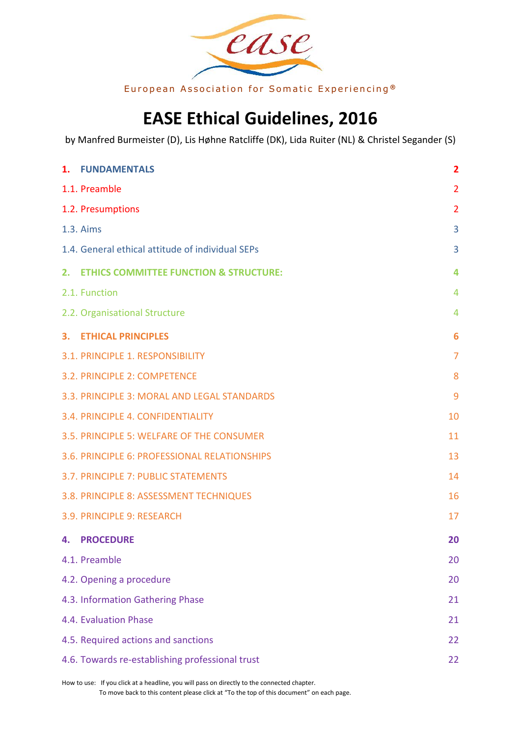European Association for Somatic Experiencing®

# EASE Ethical Guidelines, 2016

by Manfred Burmeister (D), Lis Høhne Ratcliffe (DK), Lida Ruiter (NL) & Christel Segander (S)

| | |
|---|---|
| **1. FUNDAMENTALS** | **2** |
| 1.1. Preamble | 2 |
| 1.2. Presumptions | 2 |
| 1.3. Aims | 3 |
| 1.4. General ethical attitude of individual SEPs | 3 |
| **2. ETHICS COMMITTEE FUNCTION & STRUCTURE:** | **4** |
| 2.1. Function | 4 |
| 2.2. Organisational Structure | 4 |
| **3. ETHICAL PRINCIPLES** | **6** |
| 3.1. PRINCIPLE 1. RESPONSIBILITY | 7 |
| 3.2. PRINCIPLE 2: COMPETENCE | 8 |
| 3.3. PRINCIPLE 3: MORAL AND LEGAL STANDARDS | 9 |
| 3.4. PRINCIPLE 4. CONFIDENTIALITY | 10 |
| 3.5. PRINCIPLE 5: WELFARE OF THE CONSUMER | 11 |
| 3.6. PRINCIPLE 6: PROFESSIONAL RELATIONSHIPS | 13 |
| 3.7. PRINCIPLE 7: PUBLIC STATEMENTS | 14 |
| 3.8. PRINCIPLE 8: ASSESSMENT TECHNIQUES | 16 |
| 3.9. PRINCIPLE 9: RESEARCH | 17 |
| **4. PROCEDURE** | **20** |
| 4.1. Preamble | 20 |
| 4.2. Opening a procedure | 20 |
| 4.3. Information Gathering Phase | 21 |
| 4.4. Evaluation Phase | 21 |
| 4.5. Required actions and sanctions | 22 |
| 4.6. Towards re-establishing professional trust | 22 |

How to use: If you click at a headline, you will pass on directly to the connected chapter.
To move back to this content please click at "To the top of this document" on each page.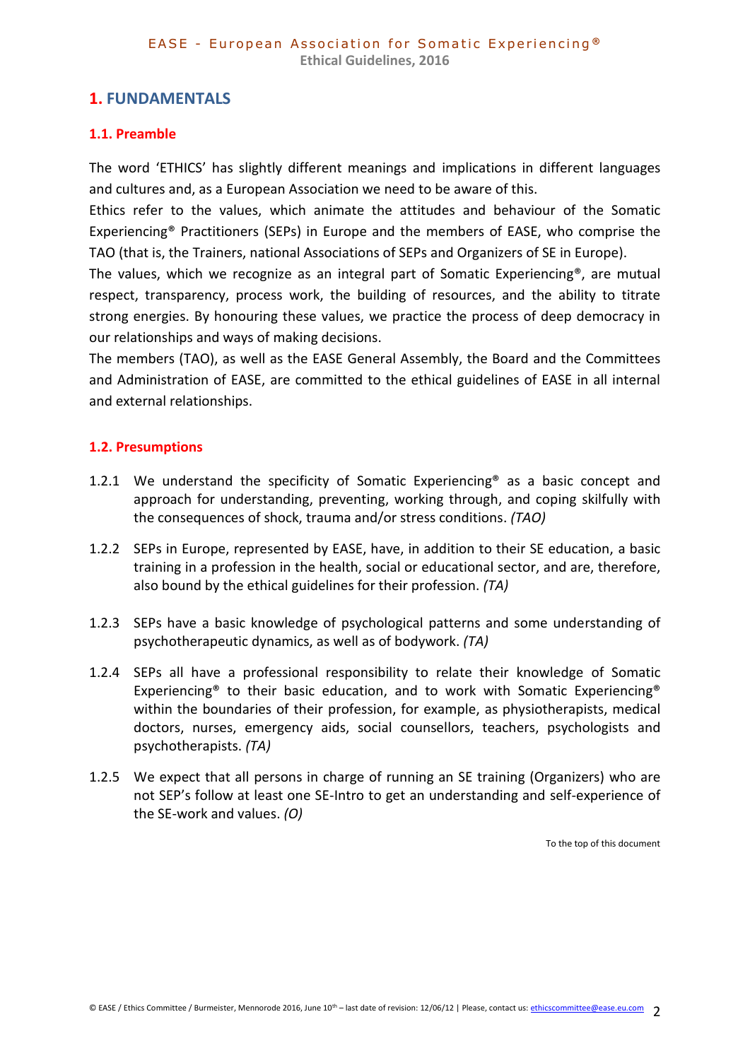# 1. FUNDAMENTALS

## 1.1. Preamble

The word 'ETHICS' has slightly different meanings and implications in different languages and cultures and, as a European Association we need to be aware of this.

Ethics refer to the values, which animate the attitudes and behaviour of the Somatic Experiencing® Practitioners (SEPs) in Europe and the members of EASE, who comprise the TAO (that is, the Trainers, national Associations of SEPs and Organizers of SE in Europe).

The values, which we recognize as an integral part of Somatic Experiencing®, are mutual respect, transparency, process work, the building of resources, and the ability to titrate strong energies. By honouring these values, we practice the process of deep democracy in our relationships and ways of making decisions.

The members (TAO), as well as the EASE General Assembly, the Board and the Committees and Administration of EASE, are committed to the ethical guidelines of EASE in all internal and external relationships.

## 1.2. Presumptions

1.2.1 We understand the specificity of Somatic Experiencing® as a basic concept and approach for understanding, preventing, working through, and coping skilfully with the consequences of shock, trauma and/or stress conditions. *(TAO)*

1.2.2 SEPs in Europe, represented by EASE, have, in addition to their SE education, a basic training in a profession in the health, social or educational sector, and are, therefore, also bound by the ethical guidelines for their profession. *(TA)*

1.2.3 SEPs have a basic knowledge of psychological patterns and some understanding of psychotherapeutic dynamics, as well as of bodywork. *(TA)*

1.2.4 SEPs all have a professional responsibility to relate their knowledge of Somatic Experiencing® to their basic education, and to work with Somatic Experiencing® within the boundaries of their profession, for example, as physiotherapists, medical doctors, nurses, emergency aids, social counsellors, teachers, psychologists and psychotherapists. *(TA)*

1.2.5 We expect that all persons in charge of running an SE training (Organizers) who are not SEP's follow at least one SE-Intro to get an understanding and self-experience of the SE-work and values. *(O)*

To the top of this document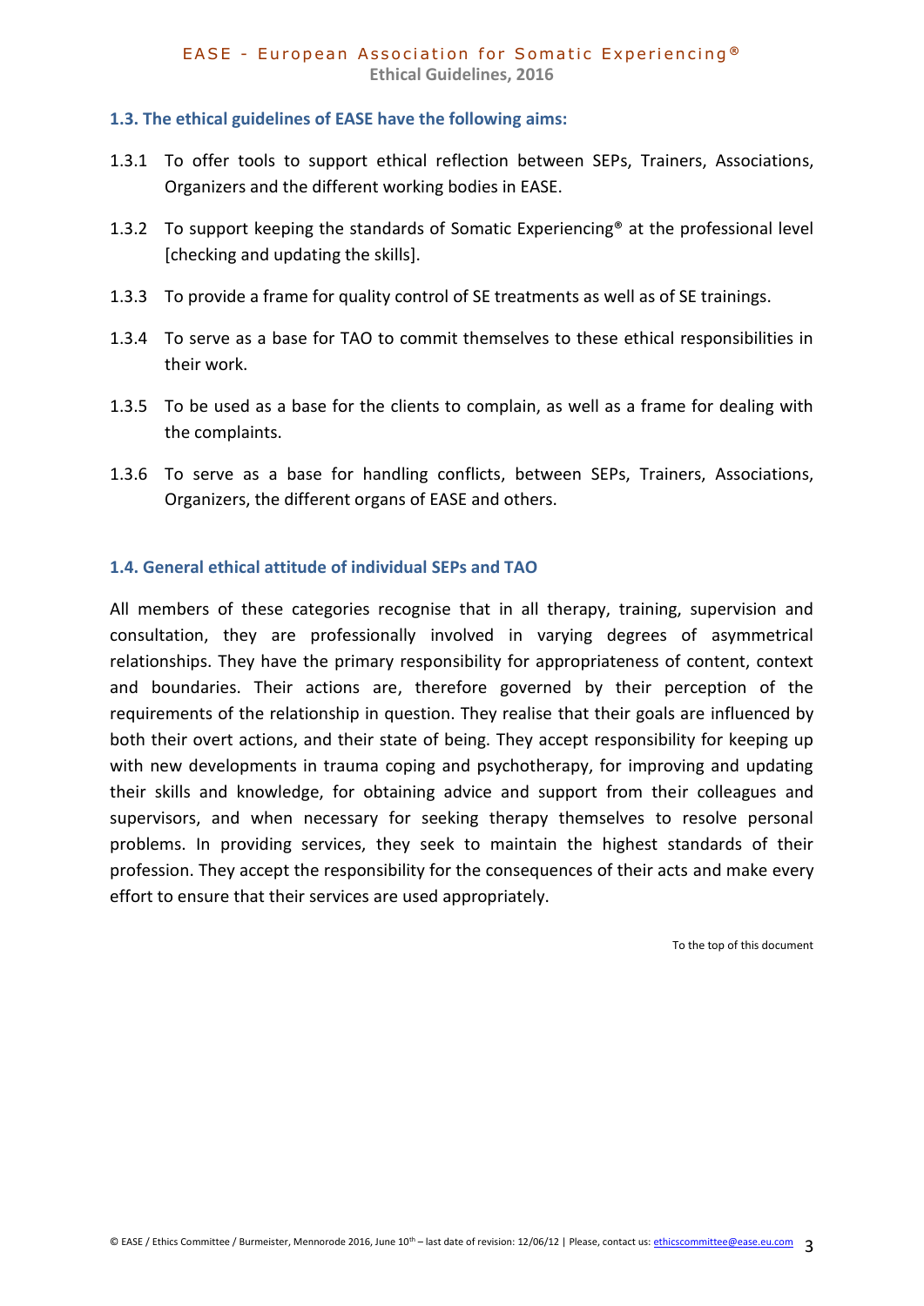### 1.3. The ethical guidelines of EASE have the following aims:

1.3.1 To offer tools to support ethical reflection between SEPs, Trainers, Associations, Organizers and the different working bodies in EASE.

1.3.2 To support keeping the standards of Somatic Experiencing® at the professional level [checking and updating the skills].

1.3.3 To provide a frame for quality control of SE treatments as well as of SE trainings.

1.3.4 To serve as a base for TAO to commit themselves to these ethical responsibilities in their work.

1.3.5 To be used as a base for the clients to complain, as well as a frame for dealing with the complaints.

1.3.6 To serve as a base for handling conflicts, between SEPs, Trainers, Associations, Organizers, the different organs of EASE and others.

### 1.4. General ethical attitude of individual SEPs and TAO

All members of these categories recognise that in all therapy, training, supervision and consultation, they are professionally involved in varying degrees of asymmetrical relationships. They have the primary responsibility for appropriateness of content, context and boundaries. Their actions are, therefore governed by their perception of the requirements of the relationship in question. They realise that their goals are influenced by both their overt actions, and their state of being. They accept responsibility for keeping up with new developments in trauma coping and psychotherapy, for improving and updating their skills and knowledge, for obtaining advice and support from their colleagues and supervisors, and when necessary for seeking therapy themselves to resolve personal problems. In providing services, they seek to maintain the highest standards of their profession. They accept the responsibility for the consequences of their acts and make every effort to ensure that their services are used appropriately.

To the top of this document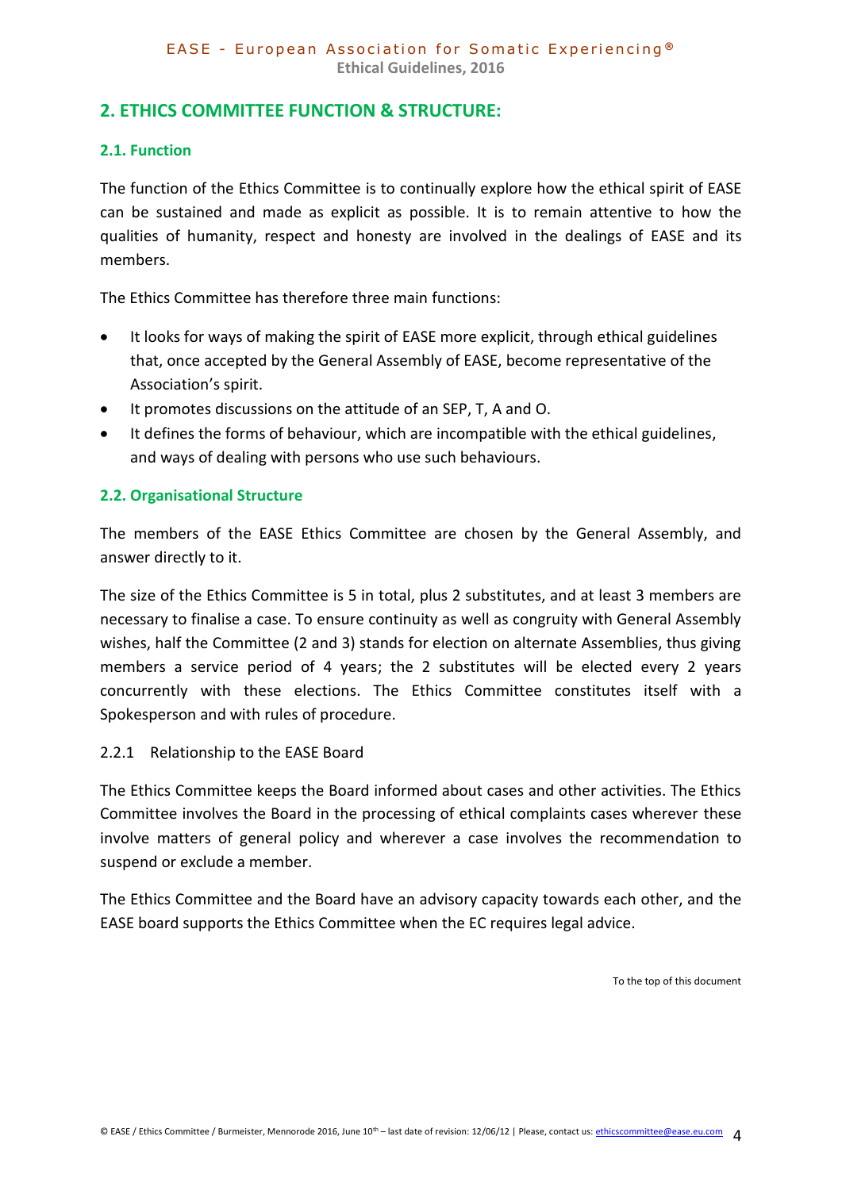## 2. ETHICS COMMITTEE FUNCTION & STRUCTURE:

### 2.1. Function

The function of the Ethics Committee is to continually explore how the ethical spirit of EASE can be sustained and made as explicit as possible. It is to remain attentive to how the qualities of humanity, respect and honesty are involved in the dealings of EASE and its members.

The Ethics Committee has therefore three main functions:

- It looks for ways of making the spirit of EASE more explicit, through ethical guidelines that, once accepted by the General Assembly of EASE, become representative of the Association's spirit.
- It promotes discussions on the attitude of an SEP, T, A and O.
- It defines the forms of behaviour, which are incompatible with the ethical guidelines, and ways of dealing with persons who use such behaviours.

### 2.2. Organisational Structure

The members of the EASE Ethics Committee are chosen by the General Assembly, and answer directly to it.

The size of the Ethics Committee is 5 in total, plus 2 substitutes, and at least 3 members are necessary to finalise a case. To ensure continuity as well as congruity with General Assembly wishes, half the Committee (2 and 3) stands for election on alternate Assemblies, thus giving members a service period of 4 years; the 2 substitutes will be elected every 2 years concurrently with these elections. The Ethics Committee constitutes itself with a Spokesperson and with rules of procedure.

2.2.1 Relationship to the EASE Board

The Ethics Committee keeps the Board informed about cases and other activities. The Ethics Committee involves the Board in the processing of ethical complaints cases wherever these involve matters of general policy and wherever a case involves the recommendation to suspend or exclude a member.

The Ethics Committee and the Board have an advisory capacity towards each other, and the EASE board supports the Ethics Committee when the EC requires legal advice.

To the top of this document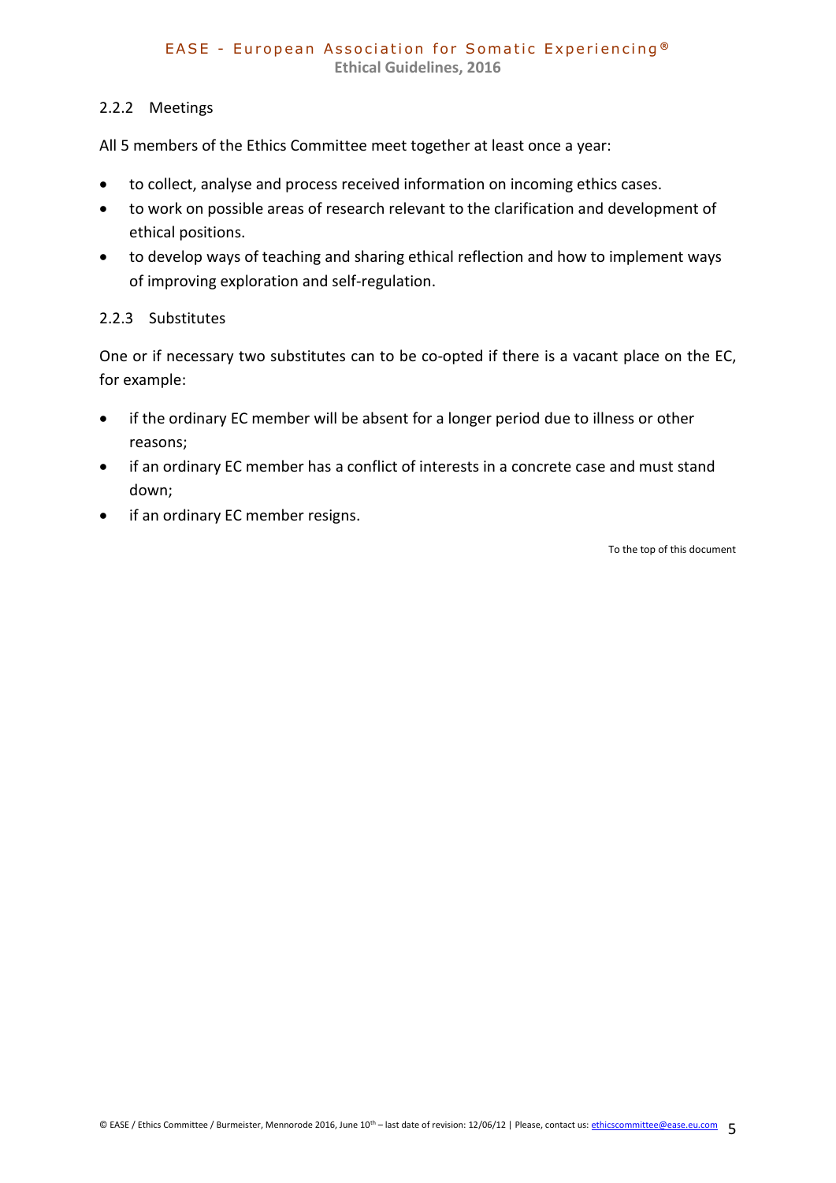#### 2.2.2 Meetings

All 5 members of the Ethics Committee meet together at least once a year:

- to collect, analyse and process received information on incoming ethics cases.
- to work on possible areas of research relevant to the clarification and development of ethical positions.
- to develop ways of teaching and sharing ethical reflection and how to implement ways of improving exploration and self-regulation.

#### 2.2.3 Substitutes

One or if necessary two substitutes can to be co-opted if there is a vacant place on the EC, for example:

- if the ordinary EC member will be absent for a longer period due to illness or other reasons;
- if an ordinary EC member has a conflict of interests in a concrete case and must stand down;
- if an ordinary EC member resigns.

To the top of this document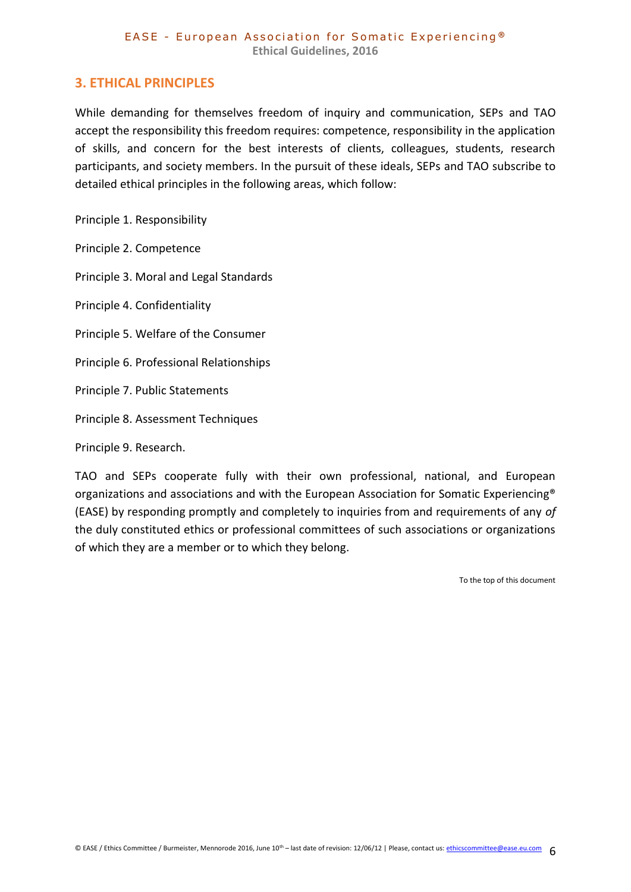## 3. ETHICAL PRINCIPLES

While demanding for themselves freedom of inquiry and communication, SEPs and TAO accept the responsibility this freedom requires: competence, responsibility in the application of skills, and concern for the best interests of clients, colleagues, students, research participants, and society members. In the pursuit of these ideals, SEPs and TAO subscribe to detailed ethical principles in the following areas, which follow:

Principle 1. Responsibility

Principle 2. Competence

Principle 3. Moral and Legal Standards

Principle 4. Confidentiality

Principle 5. Welfare of the Consumer

Principle 6. Professional Relationships

Principle 7. Public Statements

Principle 8. Assessment Techniques

Principle 9. Research.

TAO and SEPs cooperate fully with their own professional, national, and European organizations and associations and with the European Association for Somatic Experiencing® (EASE) by responding promptly and completely to inquiries from and requirements of any *of* the duly constituted ethics or professional committees of such associations or organizations of which they are a member or to which they belong.

To the top of this document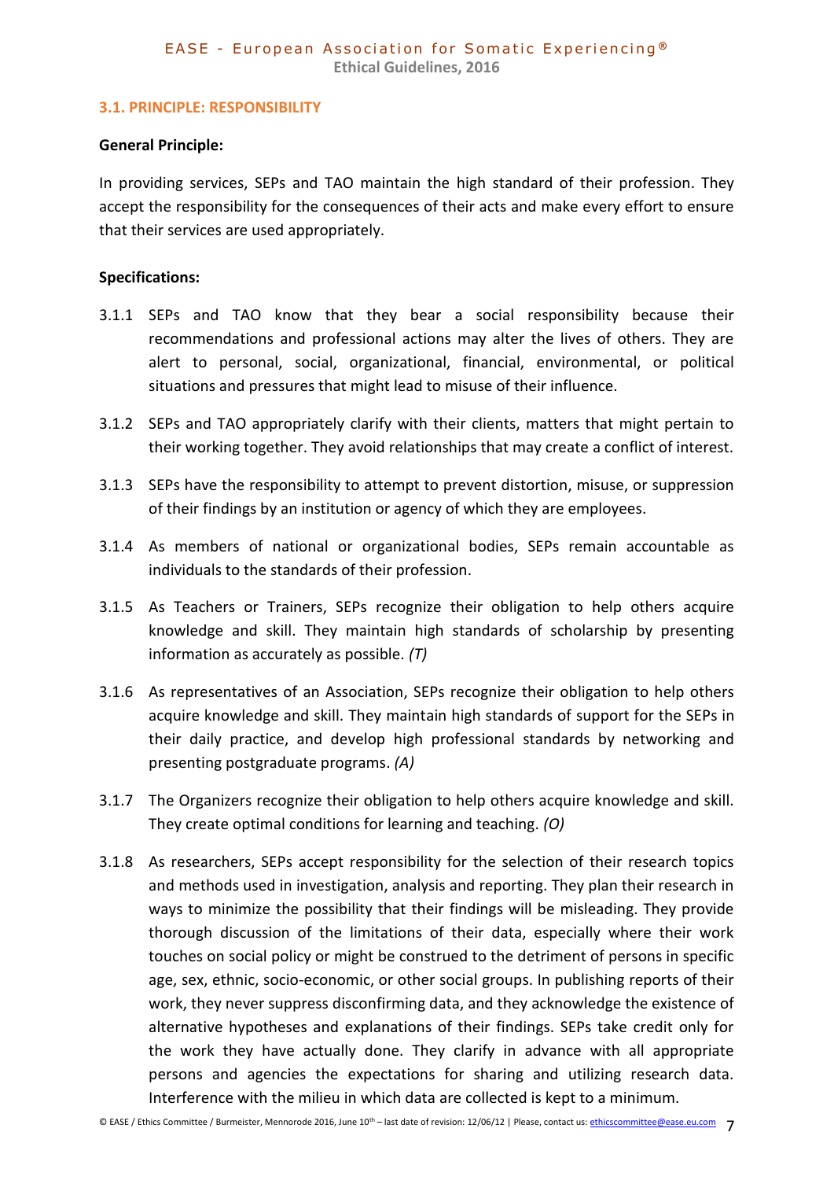### 3.1. PRINCIPLE: RESPONSIBILITY

**General Principle:**

In providing services, SEPs and TAO maintain the high standard of their profession. They accept the responsibility for the consequences of their acts and make every effort to ensure that their services are used appropriately.

**Specifications:**

3.1.1 SEPs and TAO know that they bear a social responsibility because their recommendations and professional actions may alter the lives of others. They are alert to personal, social, organizational, financial, environmental, or political situations and pressures that might lead to misuse of their influence.

3.1.2 SEPs and TAO appropriately clarify with their clients, matters that might pertain to their working together. They avoid relationships that may create a conflict of interest.

3.1.3 SEPs have the responsibility to attempt to prevent distortion, misuse, or suppression of their findings by an institution or agency of which they are employees.

3.1.4 As members of national or organizational bodies, SEPs remain accountable as individuals to the standards of their profession.

3.1.5 As Teachers or Trainers, SEPs recognize their obligation to help others acquire knowledge and skill. They maintain high standards of scholarship by presenting information as accurately as possible. *(T)*

3.1.6 As representatives of an Association, SEPs recognize their obligation to help others acquire knowledge and skill. They maintain high standards of support for the SEPs in their daily practice, and develop high professional standards by networking and presenting postgraduate programs. *(A)*

3.1.7 The Organizers recognize their obligation to help others acquire knowledge and skill. They create optimal conditions for learning and teaching. *(O)*

3.1.8 As researchers, SEPs accept responsibility for the selection of their research topics and methods used in investigation, analysis and reporting. They plan their research in ways to minimize the possibility that their findings will be misleading. They provide thorough discussion of the limitations of their data, especially where their work touches on social policy or might be construed to the detriment of persons in specific age, sex, ethnic, socio-economic, or other social groups. In publishing reports of their work, they never suppress disconfirming data, and they acknowledge the existence of alternative hypotheses and explanations of their findings. SEPs take credit only for the work they have actually done. They clarify in advance with all appropriate persons and agencies the expectations for sharing and utilizing research data. Interference with the milieu in which data are collected is kept to a minimum.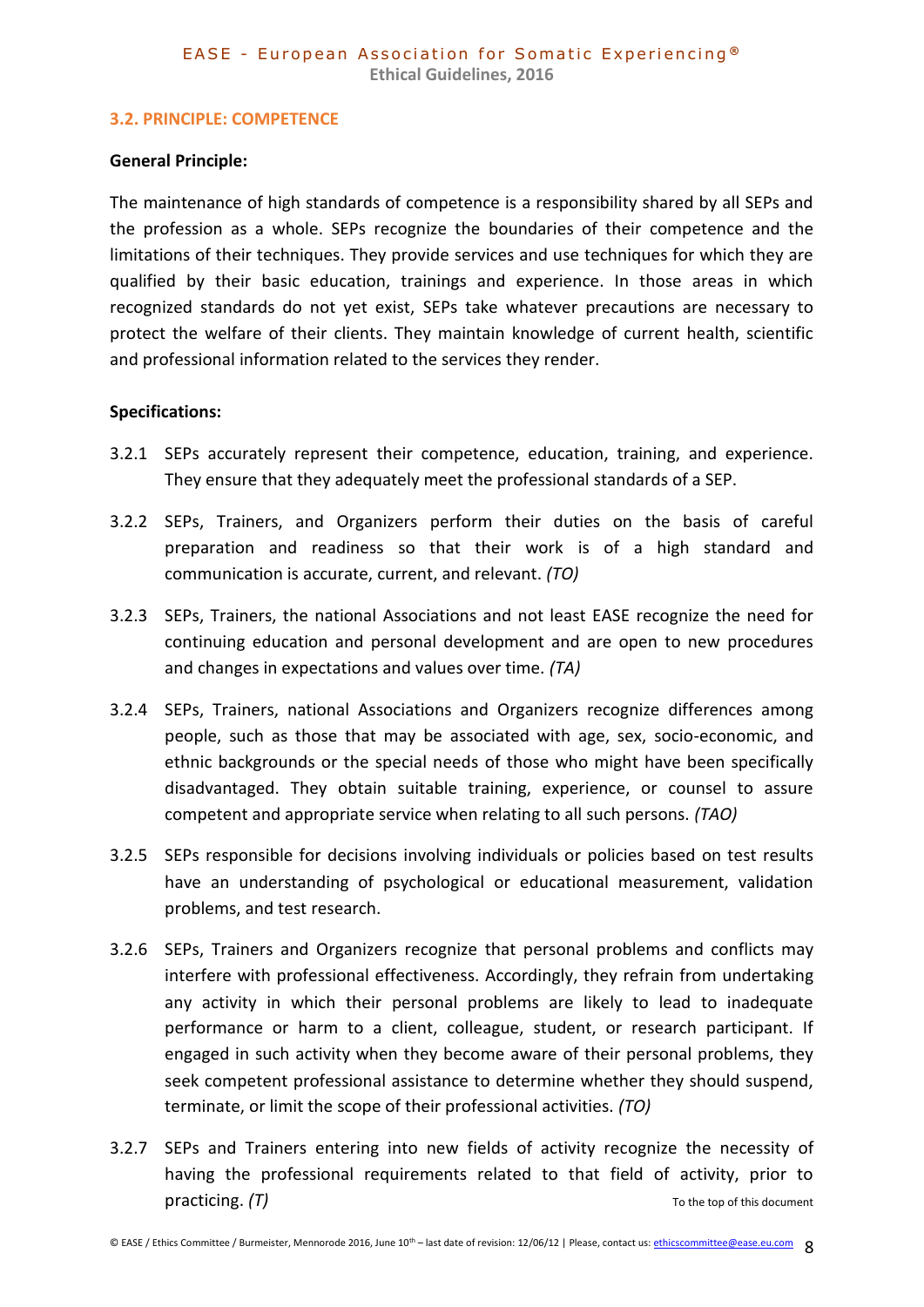### 3.2. PRINCIPLE: COMPETENCE

**General Principle:**

The maintenance of high standards of competence is a responsibility shared by all SEPs and the profession as a whole. SEPs recognize the boundaries of their competence and the limitations of their techniques. They provide services and use techniques for which they are qualified by their basic education, trainings and experience. In those areas in which recognized standards do not yet exist, SEPs take whatever precautions are necessary to protect the welfare of their clients. They maintain knowledge of current health, scientific and professional information related to the services they render.

**Specifications:**

3.2.1 SEPs accurately represent their competence, education, training, and experience. They ensure that they adequately meet the professional standards of a SEP.

3.2.2 SEPs, Trainers, and Organizers perform their duties on the basis of careful preparation and readiness so that their work is of a high standard and communication is accurate, current, and relevant. *(TO)*

3.2.3 SEPs, Trainers, the national Associations and not least EASE recognize the need for continuing education and personal development and are open to new procedures and changes in expectations and values over time. *(TA)*

3.2.4 SEPs, Trainers, national Associations and Organizers recognize differences among people, such as those that may be associated with age, sex, socio-economic, and ethnic backgrounds or the special needs of those who might have been specifically disadvantaged. They obtain suitable training, experience, or counsel to assure competent and appropriate service when relating to all such persons. *(TAO)*

3.2.5 SEPs responsible for decisions involving individuals or policies based on test results have an understanding of psychological or educational measurement, validation problems, and test research.

3.2.6 SEPs, Trainers and Organizers recognize that personal problems and conflicts may interfere with professional effectiveness. Accordingly, they refrain from undertaking any activity in which their personal problems are likely to lead to inadequate performance or harm to a client, colleague, student, or research participant. If engaged in such activity when they become aware of their personal problems, they seek competent professional assistance to determine whether they should suspend, terminate, or limit the scope of their professional activities. *(TO)*

3.2.7 SEPs and Trainers entering into new fields of activity recognize the necessity of having the professional requirements related to that field of activity, prior to practicing. *(T)*

To the top of this document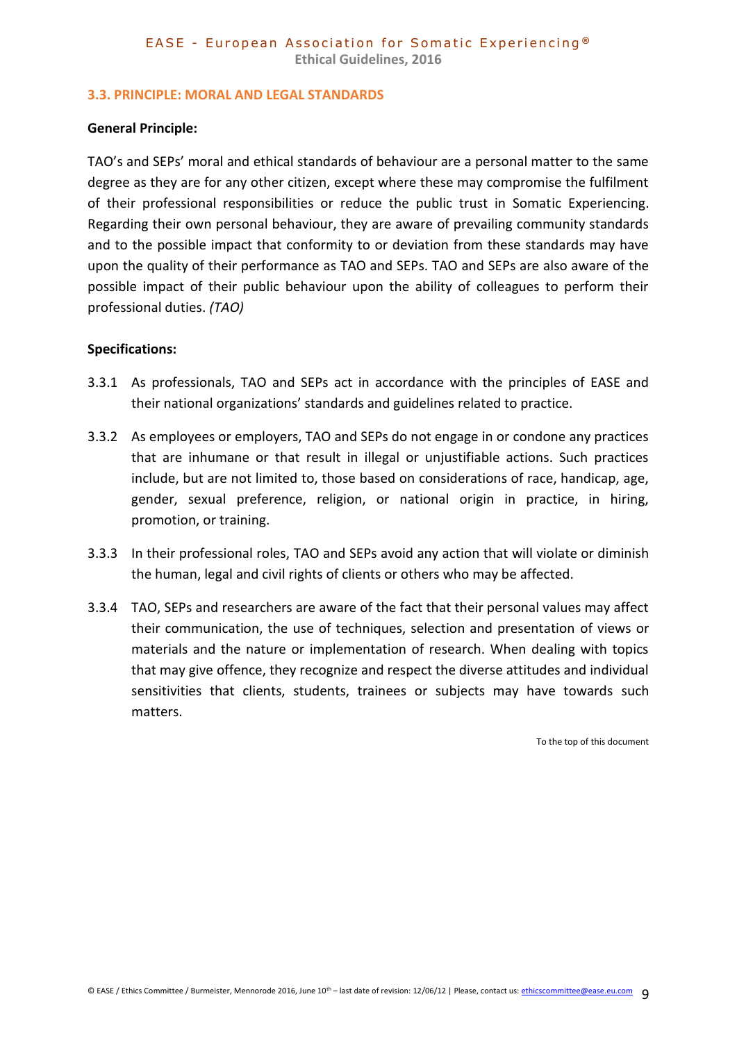### 3.3. PRINCIPLE: MORAL AND LEGAL STANDARDS

**General Principle:**

TAO's and SEPs' moral and ethical standards of behaviour are a personal matter to the same degree as they are for any other citizen, except where these may compromise the fulfilment of their professional responsibilities or reduce the public trust in Somatic Experiencing. Regarding their own personal behaviour, they are aware of prevailing community standards and to the possible impact that conformity to or deviation from these standards may have upon the quality of their performance as TAO and SEPs. TAO and SEPs are also aware of the possible impact of their public behaviour upon the ability of colleagues to perform their professional duties. *(TAO)*

**Specifications:**

3.3.1 As professionals, TAO and SEPs act in accordance with the principles of EASE and their national organizations' standards and guidelines related to practice.

3.3.2 As employees or employers, TAO and SEPs do not engage in or condone any practices that are inhumane or that result in illegal or unjustifiable actions. Such practices include, but are not limited to, those based on considerations of race, handicap, age, gender, sexual preference, religion, or national origin in practice, in hiring, promotion, or training.

3.3.3 In their professional roles, TAO and SEPs avoid any action that will violate or diminish the human, legal and civil rights of clients or others who may be affected.

3.3.4 TAO, SEPs and researchers are aware of the fact that their personal values may affect their communication, the use of techniques, selection and presentation of views or materials and the nature or implementation of research. When dealing with topics that may give offence, they recognize and respect the diverse attitudes and individual sensitivities that clients, students, trainees or subjects may have towards such matters.

To the top of this document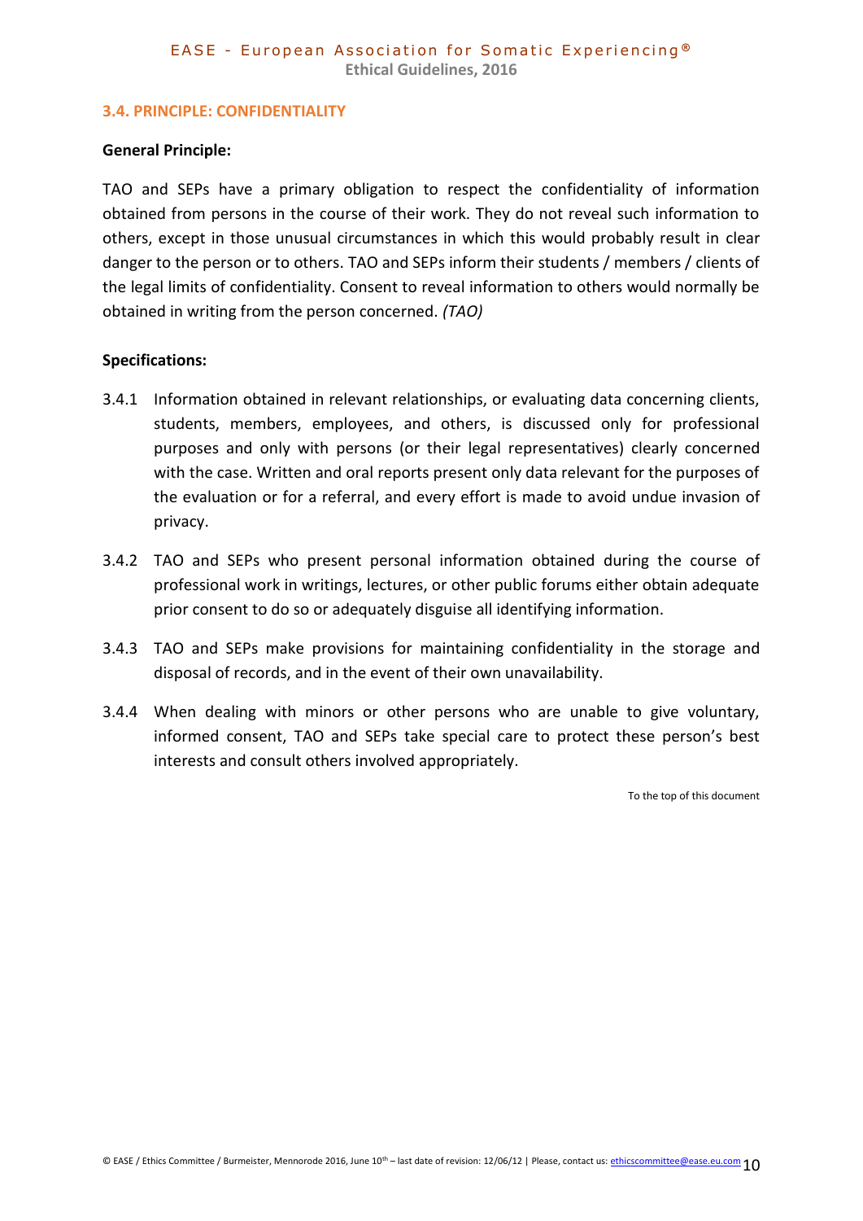### 3.4. PRINCIPLE: CONFIDENTIALITY

**General Principle:**

TAO and SEPs have a primary obligation to respect the confidentiality of information obtained from persons in the course of their work. They do not reveal such information to others, except in those unusual circumstances in which this would probably result in clear danger to the person or to others. TAO and SEPs inform their students / members / clients of the legal limits of confidentiality. Consent to reveal information to others would normally be obtained in writing from the person concerned. *(TAO)*

**Specifications:**

3.4.1 Information obtained in relevant relationships, or evaluating data concerning clients, students, members, employees, and others, is discussed only for professional purposes and only with persons (or their legal representatives) clearly concerned with the case. Written and oral reports present only data relevant for the purposes of the evaluation or for a referral, and every effort is made to avoid undue invasion of privacy.

3.4.2 TAO and SEPs who present personal information obtained during the course of professional work in writings, lectures, or other public forums either obtain adequate prior consent to do so or adequately disguise all identifying information.

3.4.3 TAO and SEPs make provisions for maintaining confidentiality in the storage and disposal of records, and in the event of their own unavailability.

3.4.4 When dealing with minors or other persons who are unable to give voluntary, informed consent, TAO and SEPs take special care to protect these person's best interests and consult others involved appropriately.

To the top of this document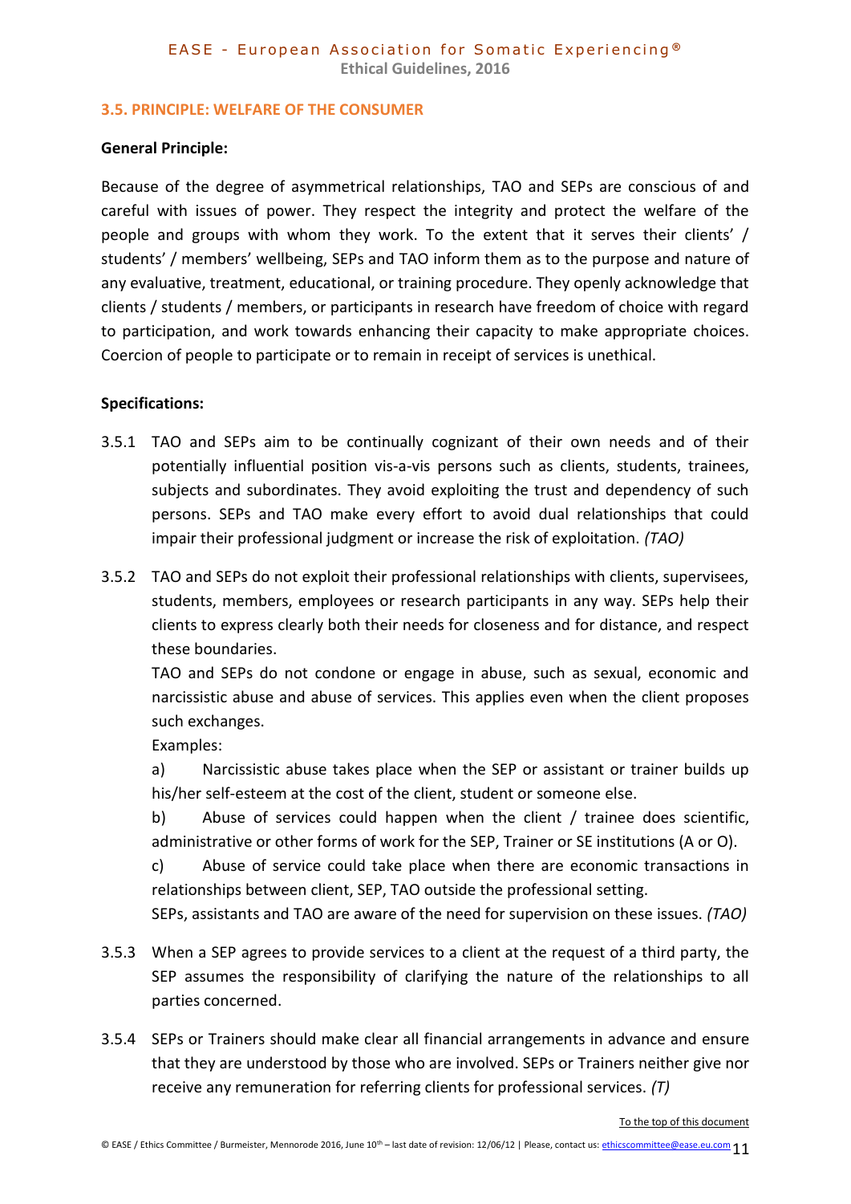### 3.5. PRINCIPLE: WELFARE OF THE CONSUMER

**General Principle:**

Because of the degree of asymmetrical relationships, TAO and SEPs are conscious of and careful with issues of power. They respect the integrity and protect the welfare of the people and groups with whom they work. To the extent that it serves their clients' / students' / members' wellbeing, SEPs and TAO inform them as to the purpose and nature of any evaluative, treatment, educational, or training procedure. They openly acknowledge that clients / students / members, or participants in research have freedom of choice with regard to participation, and work towards enhancing their capacity to make appropriate choices. Coercion of people to participate or to remain in receipt of services is unethical.

**Specifications:**

3.5.1 TAO and SEPs aim to be continually cognizant of their own needs and of their potentially influential position vis-a-vis persons such as clients, students, trainees, subjects and subordinates. They avoid exploiting the trust and dependency of such persons. SEPs and TAO make every effort to avoid dual relationships that could impair their professional judgment or increase the risk of exploitation. *(TAO)*

3.5.2 TAO and SEPs do not exploit their professional relationships with clients, supervisees, students, members, employees or research participants in any way. SEPs help their clients to express clearly both their needs for closeness and for distance, and respect these boundaries.
TAO and SEPs do not condone or engage in abuse, such as sexual, economic and narcissistic abuse and abuse of services. This applies even when the client proposes such exchanges.
Examples:
a) Narcissistic abuse takes place when the SEP or assistant or trainer builds up his/her self-esteem at the cost of the client, student or someone else.
b) Abuse of services could happen when the client / trainee does scientific, administrative or other forms of work for the SEP, Trainer or SE institutions (A or O).
c) Abuse of service could take place when there are economic transactions in relationships between client, SEP, TAO outside the professional setting.
SEPs, assistants and TAO are aware of the need for supervision on these issues. *(TAO)*

3.5.3 When a SEP agrees to provide services to a client at the request of a third party, the SEP assumes the responsibility of clarifying the nature of the relationships to all parties concerned.

3.5.4 SEPs or Trainers should make clear all financial arrangements in advance and ensure that they are understood by those who are involved. SEPs or Trainers neither give nor receive any remuneration for referring clients for professional services. *(T)*

To the top of this document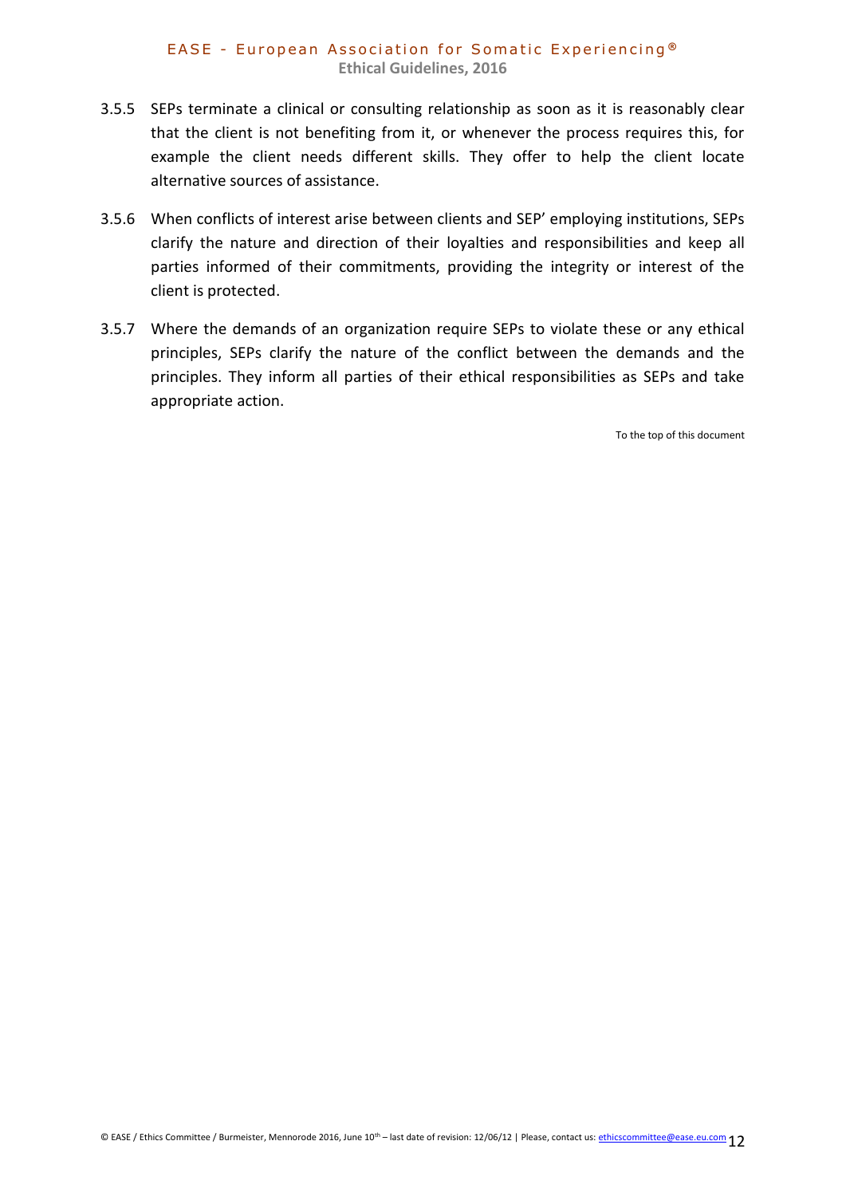3.5.5 SEPs terminate a clinical or consulting relationship as soon as it is reasonably clear that the client is not benefiting from it, or whenever the process requires this, for example the client needs different skills. They offer to help the client locate alternative sources of assistance.

3.5.6 When conflicts of interest arise between clients and SEP' employing institutions, SEPs clarify the nature and direction of their loyalties and responsibilities and keep all parties informed of their commitments, providing the integrity or interest of the client is protected.

3.5.7 Where the demands of an organization require SEPs to violate these or any ethical principles, SEPs clarify the nature of the conflict between the demands and the principles. They inform all parties of their ethical responsibilities as SEPs and take appropriate action.

To the top of this document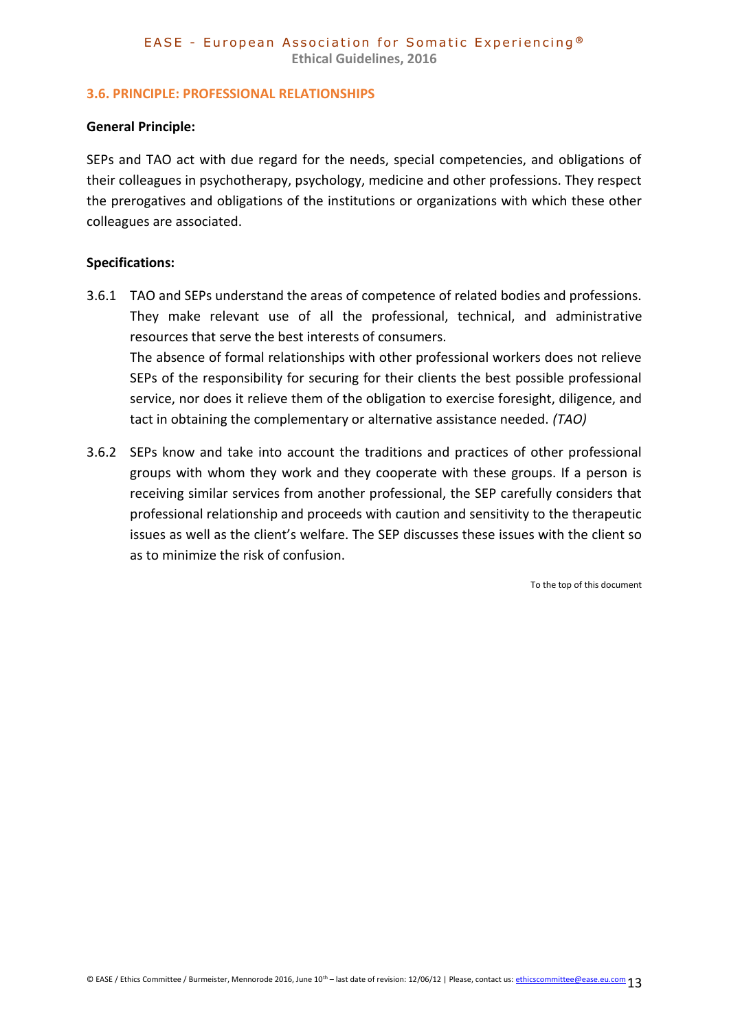### 3.6. PRINCIPLE: PROFESSIONAL RELATIONSHIPS

**General Principle:**

SEPs and TAO act with due regard for the needs, special competencies, and obligations of their colleagues in psychotherapy, psychology, medicine and other professions. They respect the prerogatives and obligations of the institutions or organizations with which these other colleagues are associated.

**Specifications:**

3.6.1 TAO and SEPs understand the areas of competence of related bodies and professions. They make relevant use of all the professional, technical, and administrative resources that serve the best interests of consumers.
The absence of formal relationships with other professional workers does not relieve SEPs of the responsibility for securing for their clients the best possible professional service, nor does it relieve them of the obligation to exercise foresight, diligence, and tact in obtaining the complementary or alternative assistance needed. *(TAO)*

3.6.2 SEPs know and take into account the traditions and practices of other professional groups with whom they work and they cooperate with these groups. If a person is receiving similar services from another professional, the SEP carefully considers that professional relationship and proceeds with caution and sensitivity to the therapeutic issues as well as the client's welfare. The SEP discusses these issues with the client so as to minimize the risk of confusion.

To the top of this document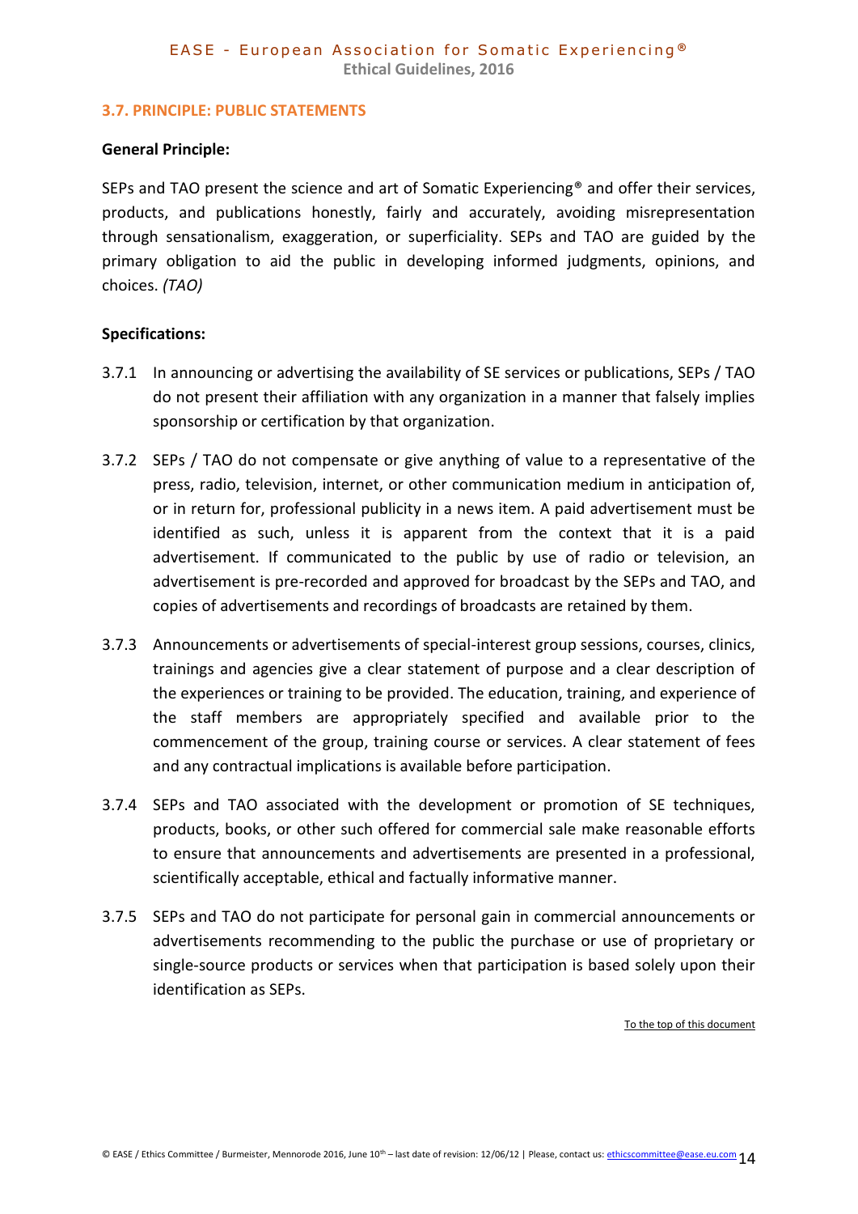### 3.7. PRINCIPLE: PUBLIC STATEMENTS

**General Principle:**

SEPs and TAO present the science and art of Somatic Experiencing® and offer their services, products, and publications honestly, fairly and accurately, avoiding misrepresentation through sensationalism, exaggeration, or superficiality. SEPs and TAO are guided by the primary obligation to aid the public in developing informed judgments, opinions, and choices. *(TAO)*

**Specifications:**

3.7.1 In announcing or advertising the availability of SE services or publications, SEPs / TAO do not present their affiliation with any organization in a manner that falsely implies sponsorship or certification by that organization.

3.7.2 SEPs / TAO do not compensate or give anything of value to a representative of the press, radio, television, internet, or other communication medium in anticipation of, or in return for, professional publicity in a news item. A paid advertisement must be identified as such, unless it is apparent from the context that it is a paid advertisement. If communicated to the public by use of radio or television, an advertisement is pre-recorded and approved for broadcast by the SEPs and TAO, and copies of advertisements and recordings of broadcasts are retained by them.

3.7.3 Announcements or advertisements of special-interest group sessions, courses, clinics, trainings and agencies give a clear statement of purpose and a clear description of the experiences or training to be provided. The education, training, and experience of the staff members are appropriately specified and available prior to the commencement of the group, training course or services. A clear statement of fees and any contractual implications is available before participation.

3.7.4 SEPs and TAO associated with the development or promotion of SE techniques, products, books, or other such offered for commercial sale make reasonable efforts to ensure that announcements and advertisements are presented in a professional, scientifically acceptable, ethical and factually informative manner.

3.7.5 SEPs and TAO do not participate for personal gain in commercial announcements or advertisements recommending to the public the purchase or use of proprietary or single-source products or services when that participation is based solely upon their identification as SEPs.

To the top of this document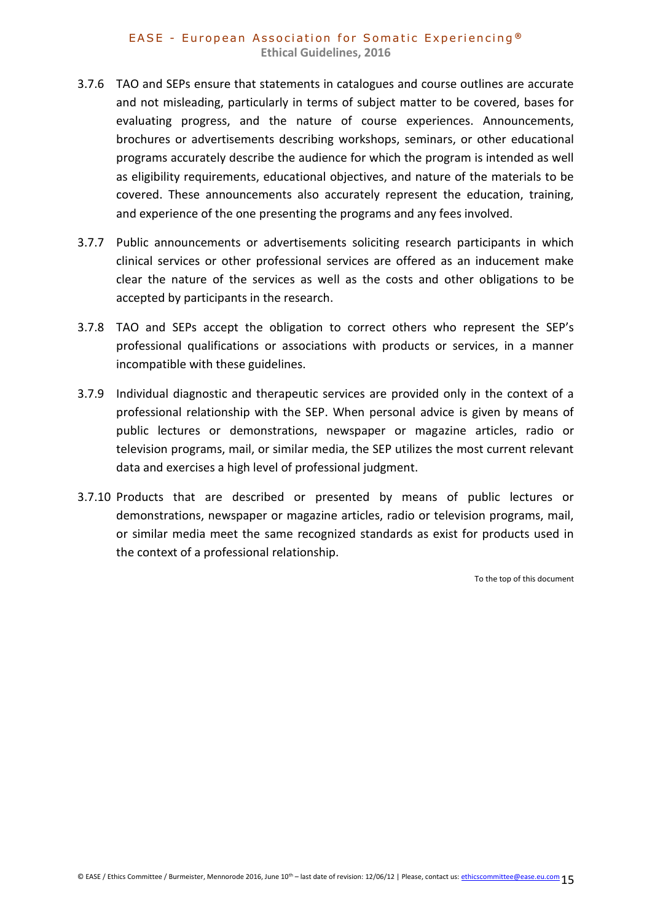3.7.6 TAO and SEPs ensure that statements in catalogues and course outlines are accurate and not misleading, particularly in terms of subject matter to be covered, bases for evaluating progress, and the nature of course experiences. Announcements, brochures or advertisements describing workshops, seminars, or other educational programs accurately describe the audience for which the program is intended as well as eligibility requirements, educational objectives, and nature of the materials to be covered. These announcements also accurately represent the education, training, and experience of the one presenting the programs and any fees involved.

3.7.7 Public announcements or advertisements soliciting research participants in which clinical services or other professional services are offered as an inducement make clear the nature of the services as well as the costs and other obligations to be accepted by participants in the research.

3.7.8 TAO and SEPs accept the obligation to correct others who represent the SEP's professional qualifications or associations with products or services, in a manner incompatible with these guidelines.

3.7.9 Individual diagnostic and therapeutic services are provided only in the context of a professional relationship with the SEP. When personal advice is given by means of public lectures or demonstrations, newspaper or magazine articles, radio or television programs, mail, or similar media, the SEP utilizes the most current relevant data and exercises a high level of professional judgment.

3.7.10 Products that are described or presented by means of public lectures or demonstrations, newspaper or magazine articles, radio or television programs, mail, or similar media meet the same recognized standards as exist for products used in the context of a professional relationship.

To the top of this document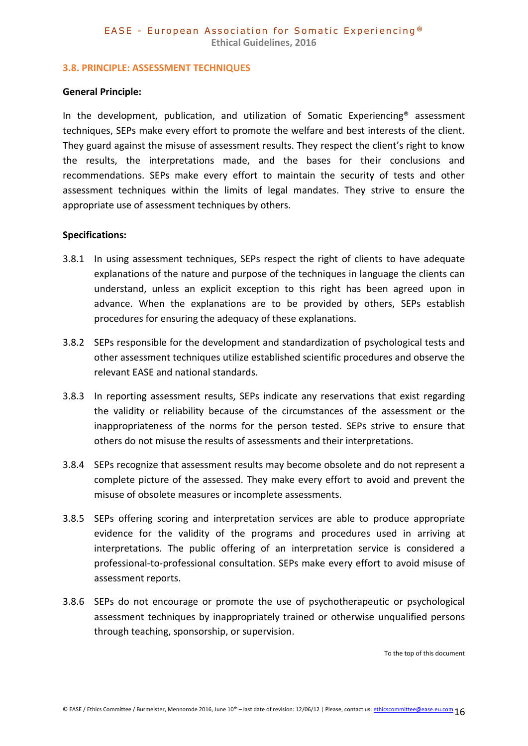### 3.8. PRINCIPLE: ASSESSMENT TECHNIQUES

**General Principle:**

In the development, publication, and utilization of Somatic Experiencing® assessment techniques, SEPs make every effort to promote the welfare and best interests of the client. They guard against the misuse of assessment results. They respect the client's right to know the results, the interpretations made, and the bases for their conclusions and recommendations. SEPs make every effort to maintain the security of tests and other assessment techniques within the limits of legal mandates. They strive to ensure the appropriate use of assessment techniques by others.

**Specifications:**

3.8.1 In using assessment techniques, SEPs respect the right of clients to have adequate explanations of the nature and purpose of the techniques in language the clients can understand, unless an explicit exception to this right has been agreed upon in advance. When the explanations are to be provided by others, SEPs establish procedures for ensuring the adequacy of these explanations.

3.8.2 SEPs responsible for the development and standardization of psychological tests and other assessment techniques utilize established scientific procedures and observe the relevant EASE and national standards.

3.8.3 In reporting assessment results, SEPs indicate any reservations that exist regarding the validity or reliability because of the circumstances of the assessment or the inappropriateness of the norms for the person tested. SEPs strive to ensure that others do not misuse the results of assessments and their interpretations.

3.8.4 SEPs recognize that assessment results may become obsolete and do not represent a complete picture of the assessed. They make every effort to avoid and prevent the misuse of obsolete measures or incomplete assessments.

3.8.5 SEPs offering scoring and interpretation services are able to produce appropriate evidence for the validity of the programs and procedures used in arriving at interpretations. The public offering of an interpretation service is considered a professional-to-professional consultation. SEPs make every effort to avoid misuse of assessment reports.

3.8.6 SEPs do not encourage or promote the use of psychotherapeutic or psychological assessment techniques by inappropriately trained or otherwise unqualified persons through teaching, sponsorship, or supervision.

To the top of this document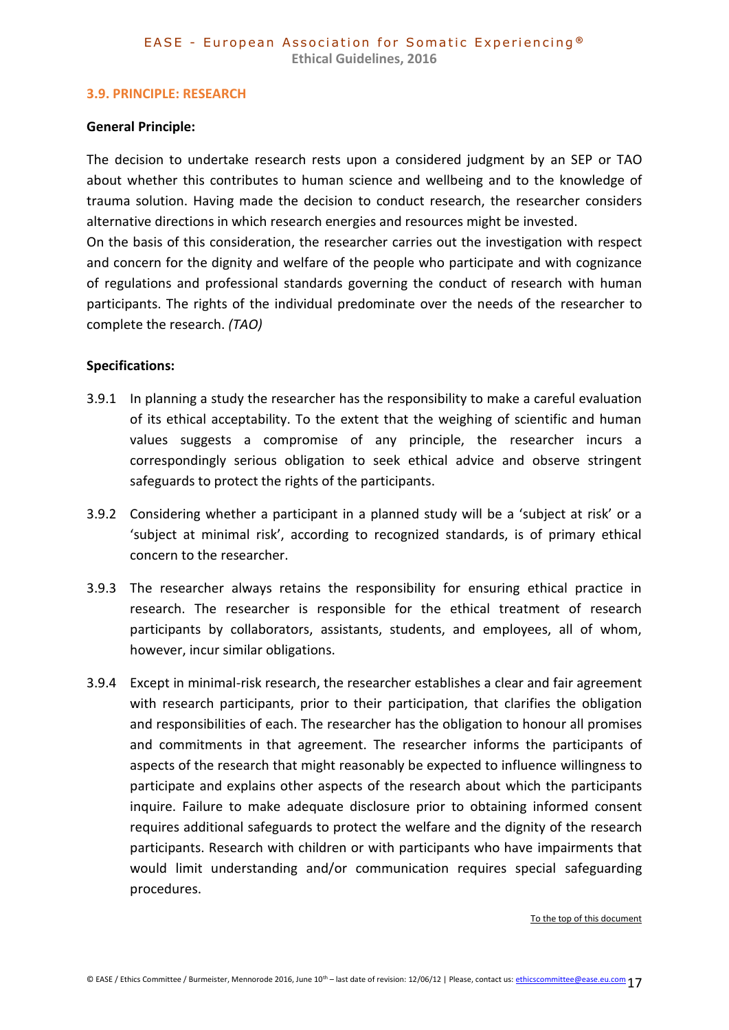### 3.9. PRINCIPLE: RESEARCH

**General Principle:**

The decision to undertake research rests upon a considered judgment by an SEP or TAO about whether this contributes to human science and wellbeing and to the knowledge of trauma solution. Having made the decision to conduct research, the researcher considers alternative directions in which research energies and resources might be invested.
On the basis of this consideration, the researcher carries out the investigation with respect and concern for the dignity and welfare of the people who participate and with cognizance of regulations and professional standards governing the conduct of research with human participants. The rights of the individual predominate over the needs of the researcher to complete the research. *(TAO)*

**Specifications:**

3.9.1 In planning a study the researcher has the responsibility to make a careful evaluation of its ethical acceptability. To the extent that the weighing of scientific and human values suggests a compromise of any principle, the researcher incurs a correspondingly serious obligation to seek ethical advice and observe stringent safeguards to protect the rights of the participants.

3.9.2 Considering whether a participant in a planned study will be a 'subject at risk' or a 'subject at minimal risk', according to recognized standards, is of primary ethical concern to the researcher.

3.9.3 The researcher always retains the responsibility for ensuring ethical practice in research. The researcher is responsible for the ethical treatment of research participants by collaborators, assistants, students, and employees, all of whom, however, incur similar obligations.

3.9.4 Except in minimal-risk research, the researcher establishes a clear and fair agreement with research participants, prior to their participation, that clarifies the obligation and responsibilities of each. The researcher has the obligation to honour all promises and commitments in that agreement. The researcher informs the participants of aspects of the research that might reasonably be expected to influence willingness to participate and explains other aspects of the research about which the participants inquire. Failure to make adequate disclosure prior to obtaining informed consent requires additional safeguards to protect the welfare and the dignity of the research participants. Research with children or with participants who have impairments that would limit understanding and/or communication requires special safeguarding procedures.

To the top of this document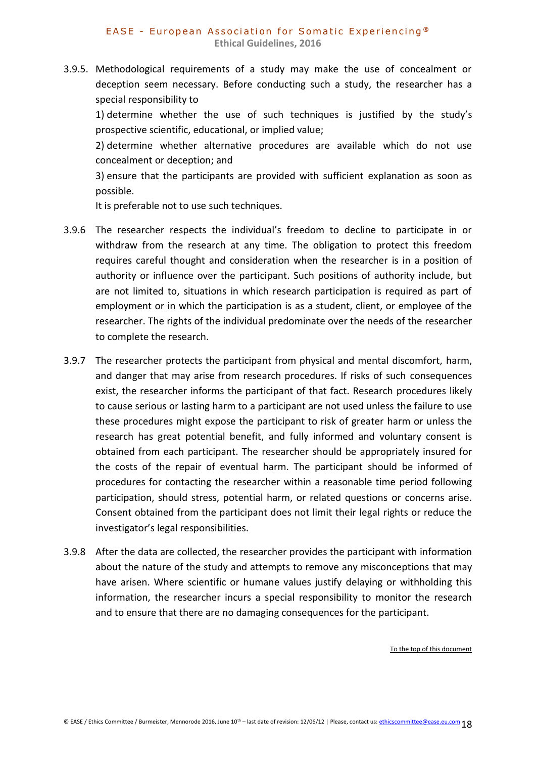3.9.5. Methodological requirements of a study may make the use of concealment or deception seem necessary. Before conducting such a study, the researcher has a special responsibility to

1) determine whether the use of such techniques is justified by the study's prospective scientific, educational, or implied value;

2) determine whether alternative procedures are available which do not use concealment or deception; and

3) ensure that the participants are provided with sufficient explanation as soon as possible.

It is preferable not to use such techniques.

3.9.6 The researcher respects the individual's freedom to decline to participate in or withdraw from the research at any time. The obligation to protect this freedom requires careful thought and consideration when the researcher is in a position of authority or influence over the participant. Such positions of authority include, but are not limited to, situations in which research participation is required as part of employment or in which the participation is as a student, client, or employee of the researcher. The rights of the individual predominate over the needs of the researcher to complete the research.

3.9.7 The researcher protects the participant from physical and mental discomfort, harm, and danger that may arise from research procedures. If risks of such consequences exist, the researcher informs the participant of that fact. Research procedures likely to cause serious or lasting harm to a participant are not used unless the failure to use these procedures might expose the participant to risk of greater harm or unless the research has great potential benefit, and fully informed and voluntary consent is obtained from each participant. The researcher should be appropriately insured for the costs of the repair of eventual harm. The participant should be informed of procedures for contacting the researcher within a reasonable time period following participation, should stress, potential harm, or related questions or concerns arise. Consent obtained from the participant does not limit their legal rights or reduce the investigator's legal responsibilities.

3.9.8 After the data are collected, the researcher provides the participant with information about the nature of the study and attempts to remove any misconceptions that may have arisen. Where scientific or humane values justify delaying or withholding this information, the researcher incurs a special responsibility to monitor the research and to ensure that there are no damaging consequences for the participant.

To the top of this document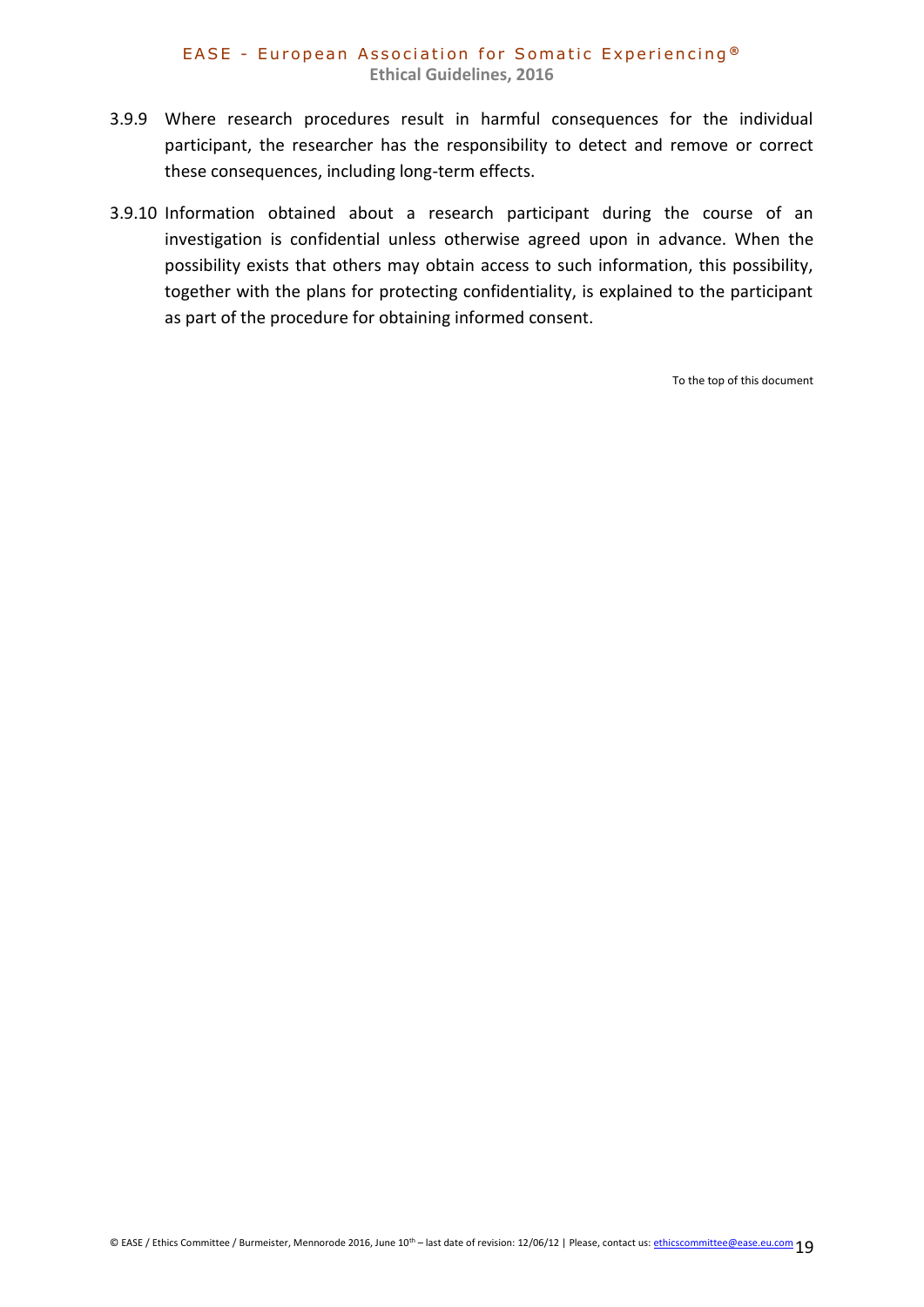3.9.9 Where research procedures result in harmful consequences for the individual participant, the researcher has the responsibility to detect and remove or correct these consequences, including long-term effects.

3.9.10 Information obtained about a research participant during the course of an investigation is confidential unless otherwise agreed upon in advance. When the possibility exists that others may obtain access to such information, this possibility, together with the plans for protecting confidentiality, is explained to the participant as part of the procedure for obtaining informed consent.

To the top of this document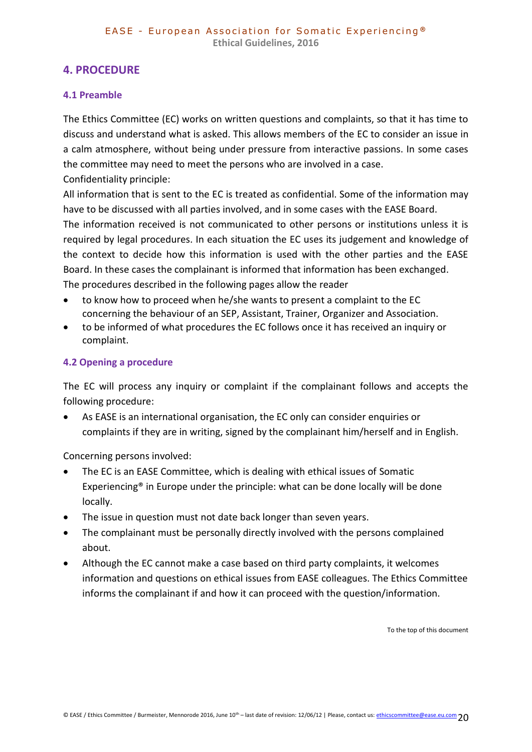## 4. PROCEDURE

### 4.1 Preamble

The Ethics Committee (EC) works on written questions and complaints, so that it has time to discuss and understand what is asked. This allows members of the EC to consider an issue in a calm atmosphere, without being under pressure from interactive passions. In some cases the committee may need to meet the persons who are involved in a case.
Confidentiality principle:
All information that is sent to the EC is treated as confidential. Some of the information may have to be discussed with all parties involved, and in some cases with the EASE Board.
The information received is not communicated to other persons or institutions unless it is required by legal procedures. In each situation the EC uses its judgement and knowledge of the context to decide how this information is used with the other parties and the EASE Board. In these cases the complainant is informed that information has been exchanged.
The procedures described in the following pages allow the reader

- to know how to proceed when he/she wants to present a complaint to the EC concerning the behaviour of an SEP, Assistant, Trainer, Organizer and Association.
- to be informed of what procedures the EC follows once it has received an inquiry or complaint.

### 4.2 Opening a procedure

The EC will process any inquiry or complaint if the complainant follows and accepts the following procedure:

- As EASE is an international organisation, the EC only can consider enquiries or complaints if they are in writing, signed by the complainant him/herself and in English.

Concerning persons involved:

- The EC is an EASE Committee, which is dealing with ethical issues of Somatic Experiencing® in Europe under the principle: what can be done locally will be done locally.
- The issue in question must not date back longer than seven years.
- The complainant must be personally directly involved with the persons complained about.
- Although the EC cannot make a case based on third party complaints, it welcomes information and questions on ethical issues from EASE colleagues. The Ethics Committee informs the complainant if and how it can proceed with the question/information.

To the top of this document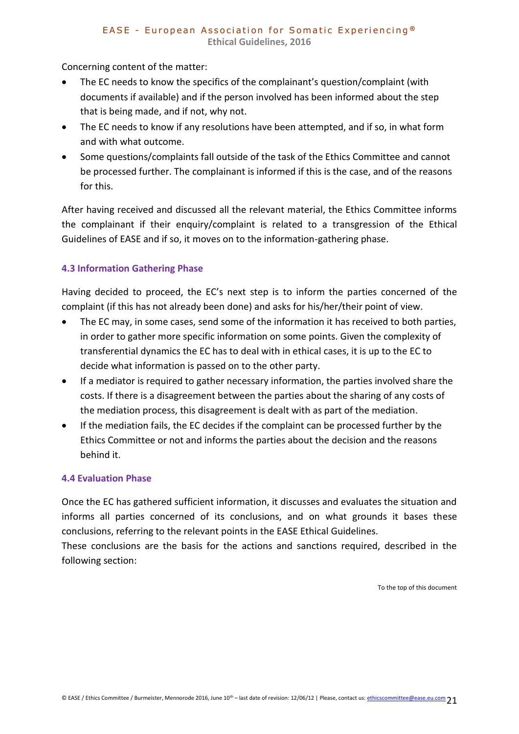Concerning content of the matter:

- The EC needs to know the specifics of the complainant's question/complaint (with documents if available) and if the person involved has been informed about the step that is being made, and if not, why not.
- The EC needs to know if any resolutions have been attempted, and if so, in what form and with what outcome.
- Some questions/complaints fall outside of the task of the Ethics Committee and cannot be processed further. The complainant is informed if this is the case, and of the reasons for this.

After having received and discussed all the relevant material, the Ethics Committee informs the complainant if their enquiry/complaint is related to a transgression of the Ethical Guidelines of EASE and if so, it moves on to the information-gathering phase.

### 4.3 Information Gathering Phase

Having decided to proceed, the EC's next step is to inform the parties concerned of the complaint (if this has not already been done) and asks for his/her/their point of view.

- The EC may, in some cases, send some of the information it has received to both parties, in order to gather more specific information on some points. Given the complexity of transferential dynamics the EC has to deal with in ethical cases, it is up to the EC to decide what information is passed on to the other party.
- If a mediator is required to gather necessary information, the parties involved share the costs. If there is a disagreement between the parties about the sharing of any costs of the mediation process, this disagreement is dealt with as part of the mediation.
- If the mediation fails, the EC decides if the complaint can be processed further by the Ethics Committee or not and informs the parties about the decision and the reasons behind it.

### 4.4 Evaluation Phase

Once the EC has gathered sufficient information, it discusses and evaluates the situation and informs all parties concerned of its conclusions, and on what grounds it bases these conclusions, referring to the relevant points in the EASE Ethical Guidelines.

These conclusions are the basis for the actions and sanctions required, described in the following section:

To the top of this document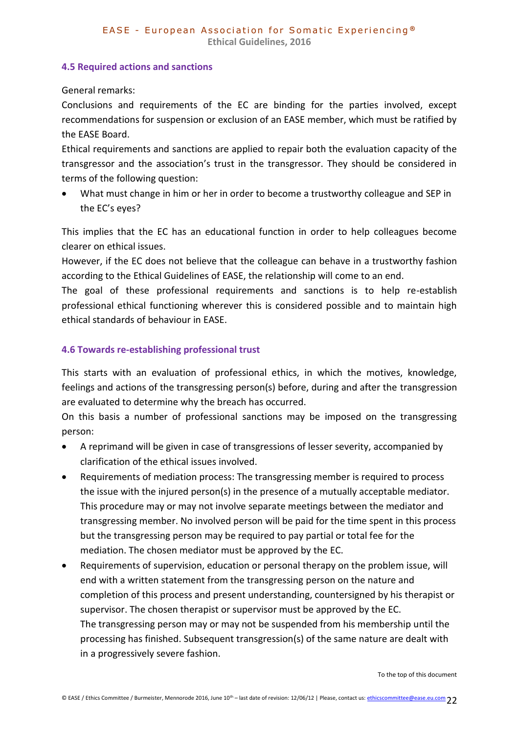### 4.5 Required actions and sanctions

General remarks:

Conclusions and requirements of the EC are binding for the parties involved, except recommendations for suspension or exclusion of an EASE member, which must be ratified by the EASE Board.

Ethical requirements and sanctions are applied to repair both the evaluation capacity of the transgressor and the association's trust in the transgressor. They should be considered in terms of the following question:

- What must change in him or her in order to become a trustworthy colleague and SEP in the EC's eyes?

This implies that the EC has an educational function in order to help colleagues become clearer on ethical issues.

However, if the EC does not believe that the colleague can behave in a trustworthy fashion according to the Ethical Guidelines of EASE, the relationship will come to an end.

The goal of these professional requirements and sanctions is to help re-establish professional ethical functioning wherever this is considered possible and to maintain high ethical standards of behaviour in EASE.

### 4.6 Towards re-establishing professional trust

This starts with an evaluation of professional ethics, in which the motives, knowledge, feelings and actions of the transgressing person(s) before, during and after the transgression are evaluated to determine why the breach has occurred.

On this basis a number of professional sanctions may be imposed on the transgressing person:

- A reprimand will be given in case of transgressions of lesser severity, accompanied by clarification of the ethical issues involved.
- Requirements of mediation process: The transgressing member is required to process the issue with the injured person(s) in the presence of a mutually acceptable mediator. This procedure may or may not involve separate meetings between the mediator and transgressing member. No involved person will be paid for the time spent in this process but the transgressing person may be required to pay partial or total fee for the mediation. The chosen mediator must be approved by the EC.
- Requirements of supervision, education or personal therapy on the problem issue, will end with a written statement from the transgressing person on the nature and completion of this process and present understanding, countersigned by his therapist or supervisor. The chosen therapist or supervisor must be approved by the EC.
  The transgressing person may or may not be suspended from his membership until the processing has finished. Subsequent transgression(s) of the same nature are dealt with in a progressively severe fashion.

To the top of this document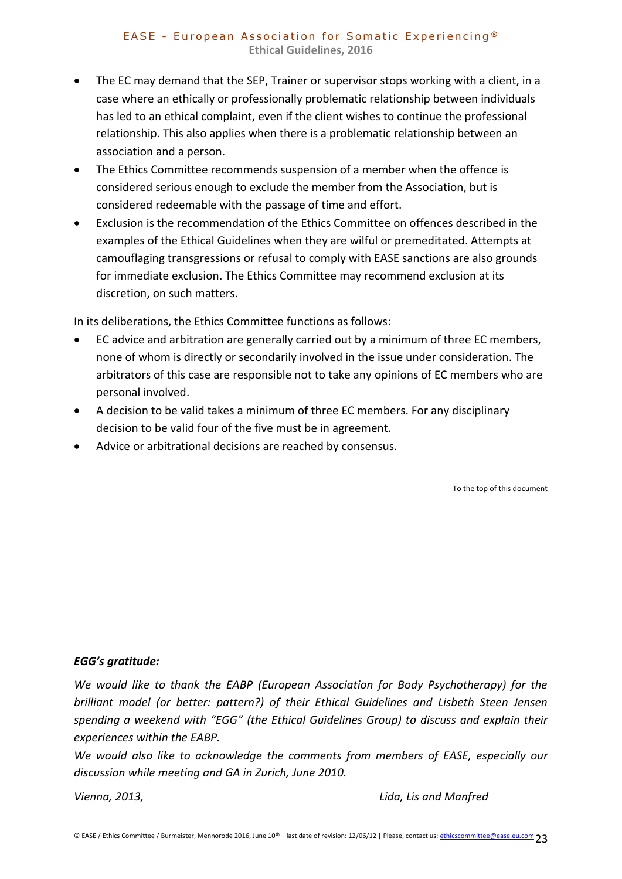- The EC may demand that the SEP, Trainer or supervisor stops working with a client, in a case where an ethically or professionally problematic relationship between individuals has led to an ethical complaint, even if the client wishes to continue the professional relationship. This also applies when there is a problematic relationship between an association and a person.
- The Ethics Committee recommends suspension of a member when the offence is considered serious enough to exclude the member from the Association, but is considered redeemable with the passage of time and effort.
- Exclusion is the recommendation of the Ethics Committee on offences described in the examples of the Ethical Guidelines when they are wilful or premeditated. Attempts at camouflaging transgressions or refusal to comply with EASE sanctions are also grounds for immediate exclusion. The Ethics Committee may recommend exclusion at its discretion, on such matters.

In its deliberations, the Ethics Committee functions as follows:

- EC advice and arbitration are generally carried out by a minimum of three EC members, none of whom is directly or secondarily involved in the issue under consideration. The arbitrators of this case are responsible not to take any opinions of EC members who are personal involved.
- A decision to be valid takes a minimum of three EC members. For any disciplinary decision to be valid four of the five must be in agreement.
- Advice or arbitrational decisions are reached by consensus.

To the top of this document

***EGG's gratitude:***

*We would like to thank the EABP (European Association for Body Psychotherapy) for the brilliant model (or better: pattern?) of their Ethical Guidelines and Lisbeth Steen Jensen spending a weekend with "EGG" (the Ethical Guidelines Group) to discuss and explain their experiences within the EABP.*

*We would also like to acknowledge the comments from members of EASE, especially our discussion while meeting and GA in Zurich, June 2010.*

*Vienna, 2013,* *Lida, Lis and Manfred*